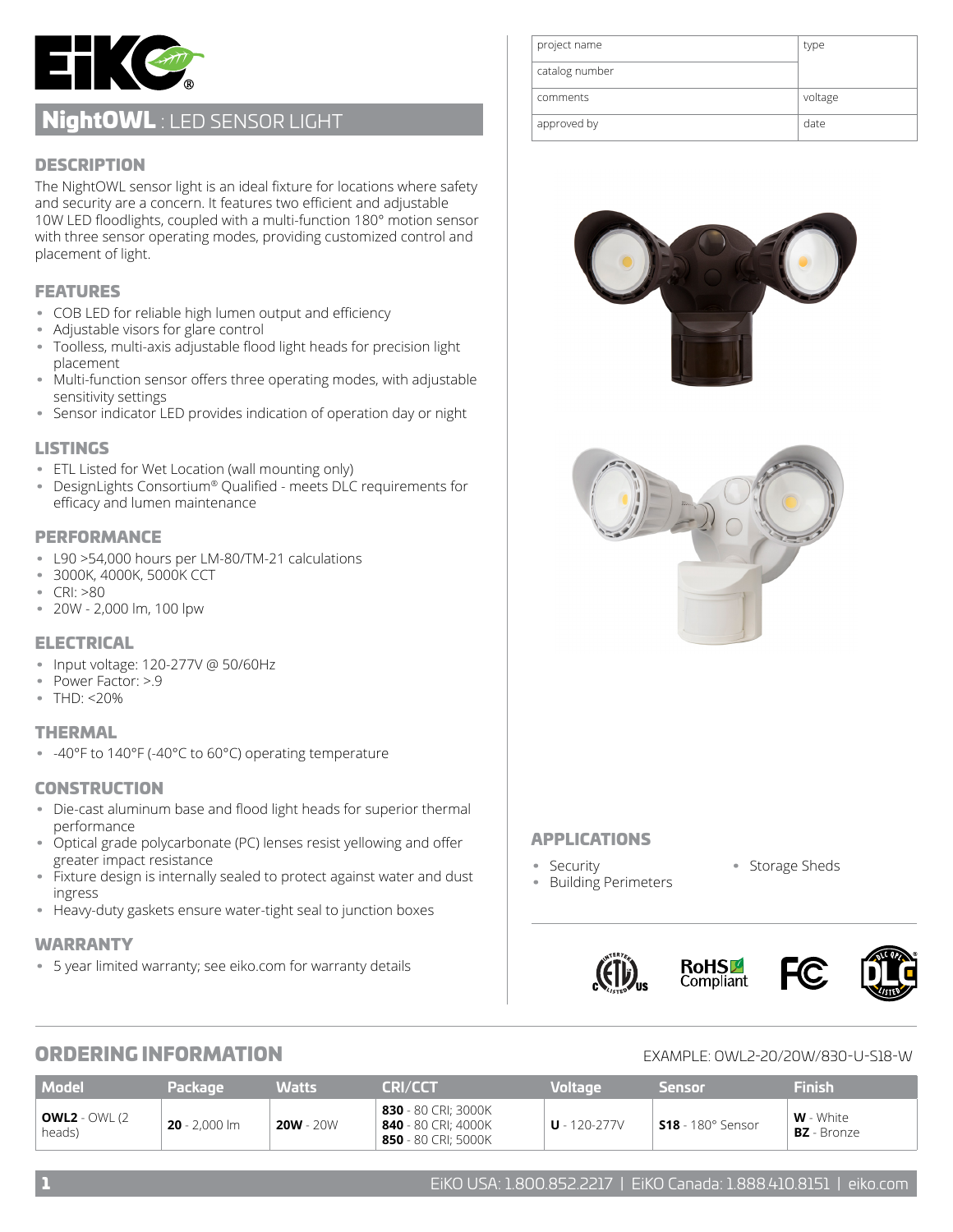# NightOWL : LED SENSOR LIGHT

| project name | type |
|---|---|
| catalog number | |
| comments | voltage |
| approved by | date |

## DESCRIPTION

The NightOWL sensor light is an ideal fixture for locations where safety and security are a concern. It features two efficient and adjustable 10W LED floodlights, coupled with a multi-function 180° motion sensor with three sensor operating modes, providing customized control and placement of light.

## FEATURES

- COB LED for reliable high lumen output and efficiency
- Adjustable visors for glare control
- Toolless, multi-axis adjustable flood light heads for precision light placement
- Multi-function sensor offers three operating modes, with adjustable sensitivity settings
- Sensor indicator LED provides indication of operation day or night

## LISTINGS

- ETL Listed for Wet Location (wall mounting only)
- DesignLights Consortium® Qualified - meets DLC requirements for efficacy and lumen maintenance

## PERFORMANCE

- L90 >54,000 hours per LM-80/TM-21 calculations
- 3000K, 4000K, 5000K CCT
- CRI: >80
- 20W - 2,000 lm, 100 lpw

## ELECTRICAL

- Input voltage: 120-277V @ 50/60Hz
- Power Factor: >.9
- THD: <20%

## THERMAL

- -40°F to 140°F (-40°C to 60°C) operating temperature

## CONSTRUCTION

- Die-cast aluminum base and flood light heads for superior thermal performance
- Optical grade polycarbonate (PC) lenses resist yellowing and offer greater impact resistance
- Fixture design is internally sealed to protect against water and dust ingress
- Heavy-duty gaskets ensure water-tight seal to junction boxes

## WARRANTY

- 5 year limited warranty; see eiko.com for warranty details

## APPLICATIONS

- Security
- Building Perimeters
- Storage Sheds

## ORDERING INFORMATION

EXAMPLE: OWL2-20/20W/830-U-S18-W

| Model | Package | Watts | CRI/CCT | Voltage | Sensor | Finish |
|---|---|---|---|---|---|---|
| **OWL2** - OWL (2 heads) | **20** - 2,000 lm | **20W** - 20W | **830** - 80 CRI; 3000K<br>**840** - 80 CRI; 4000K<br>**850** - 80 CRI; 5000K | **U** - 120-277V | **S18** - 180° Sensor | **W** - White<br>**BZ** - Bronze |

EiKO USA: 1.800.852.2217 | EiKO Canada: 1.888.410.8151 | eiko.com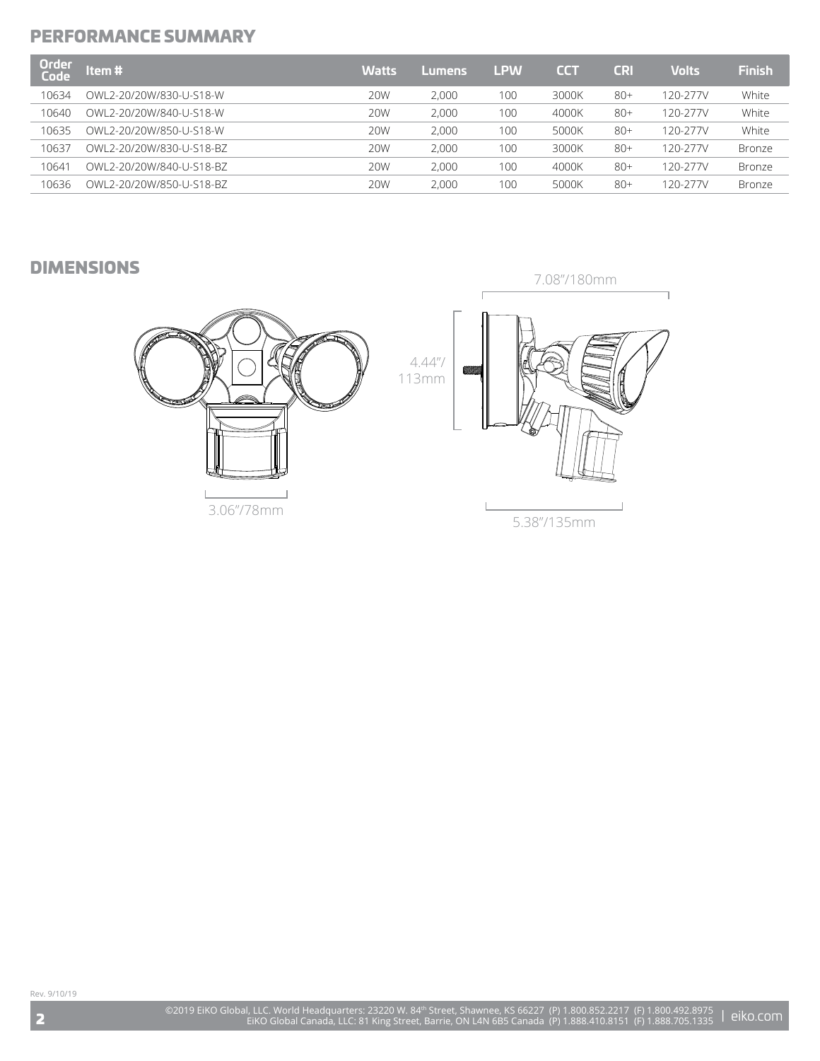## PERFORMANCE SUMMARY

| Order Code | Item # | Watts | Lumens | LPW | CCT | CRI | Volts | Finish |
|---|---|---|---|---|---|---|---|---|
| 10634 | OWL2-20/20W/830-U-S18-W | 20W | 2,000 | 100 | 3000K | 80+ | 120-277V | White |
| 10640 | OWL2-20/20W/840-U-S18-W | 20W | 2,000 | 100 | 4000K | 80+ | 120-277V | White |
| 10635 | OWL2-20/20W/850-U-S18-W | 20W | 2,000 | 100 | 5000K | 80+ | 120-277V | White |
| 10637 | OWL2-20/20W/830-U-S18-BZ | 20W | 2,000 | 100 | 3000K | 80+ | 120-277V | Bronze |
| 10641 | OWL2-20/20W/840-U-S18-BZ | 20W | 2,000 | 100 | 4000K | 80+ | 120-277V | Bronze |
| 10636 | OWL2-20/20W/850-U-S18-BZ | 20W | 2,000 | 100 | 5000K | 80+ | 120-277V | Bronze |

## DIMENSIONS

7.08"/180mm

4.44"/ 113mm

3.06"/78mm

5.38"/135mm

Rev. 9/10/19

©2019 EiKO Global, LLC. World Headquarters: 23220 W. 84th Street, Shawnee, KS 66227 (P) 1.800.852.2217 (F) 1.800.492.8975
EiKO Global Canada, LLC: 81 King Street, Barrie, ON L4N 6B5 Canada (P) 1.888.410.8151 (F) 1.888.705.1335 | eiko.com